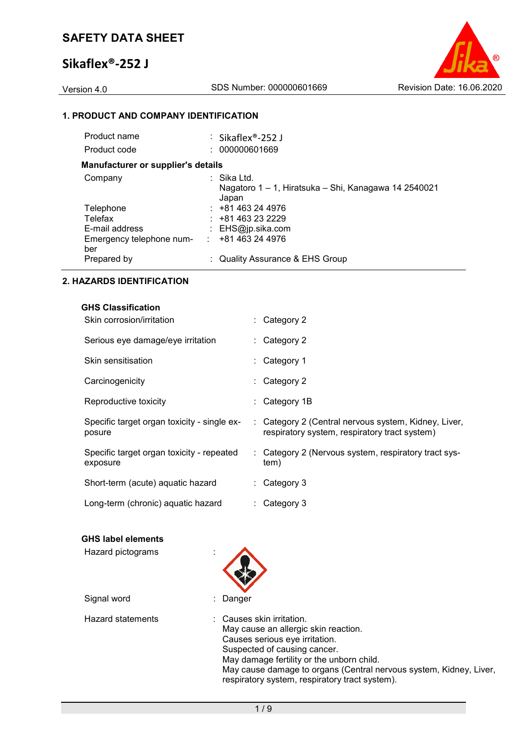# SAFETY DATA SHEET

## Sikaflex®-252 J

Version 4.0 | SDS Number: 000000601669 | Revision Date: 16.06.2020

### 1. PRODUCT AND COMPANY IDENTIFICATION

| | | |
|---|---|---|
| Product name | : | Sikaflex®-252 J |
| Product code | : | 000000601669 |

**Manufacturer or supplier's details**

| | | |
|---|---|---|
| Company | : | Sika Ltd.<br>Nagatoro 1 – 1, Hiratsuka – Shi, Kanagawa 14 2540021<br>Japan |
| Telephone | : | +81 463 24 4976 |
| Telefax | : | +81 463 23 2229 |
| E-mail address | : | EHS@jp.sika.com |
| Emergency telephone number | : | +81 463 24 4976 |
| Prepared by | : | Quality Assurance & EHS Group |

### 2. HAZARDS IDENTIFICATION

**GHS Classification**

| | | |
|---|---|---|
| Skin corrosion/irritation | : | Category 2 |
| Serious eye damage/eye irritation | : | Category 2 |
| Skin sensitisation | : | Category 1 |
| Carcinogenicity | : | Category 2 |
| Reproductive toxicity | : | Category 1B |
| Specific target organ toxicity - single exposure | : | Category 2 (Central nervous system, Kidney, Liver, respiratory system, respiratory tract system) |
| Specific target organ toxicity - repeated exposure | : | Category 2 (Nervous system, respiratory tract system) |
| Short-term (acute) aquatic hazard | : | Category 3 |
| Long-term (chronic) aquatic hazard | : | Category 3 |

**GHS label elements**

Hazard pictograms :

Signal word : Danger

Hazard statements : Causes skin irritation.
May cause an allergic skin reaction.
Causes serious eye irritation.
Suspected of causing cancer.
May damage fertility or the unborn child.
May cause damage to organs (Central nervous system, Kidney, Liver, respiratory system, respiratory tract system).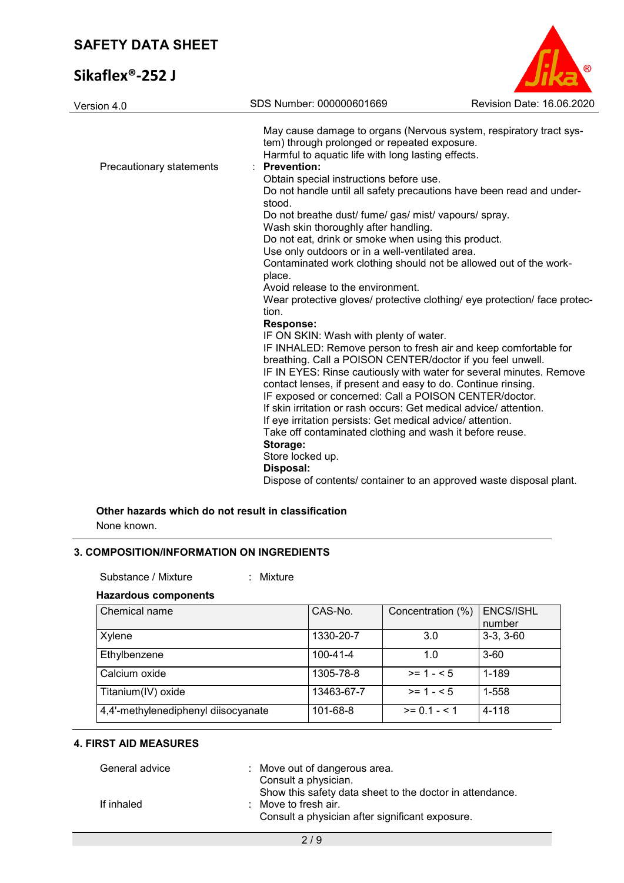May cause damage to organs (Nervous system, respiratory tract system) through prolonged or repeated exposure.
Harmful to aquatic life with long lasting effects.

Precautionary statements : **Prevention:**
Obtain special instructions before use.
Do not handle until all safety precautions have been read and understood.
Do not breathe dust/ fume/ gas/ mist/ vapours/ spray.
Wash skin thoroughly after handling.
Do not eat, drink or smoke when using this product.
Use only outdoors or in a well-ventilated area.
Contaminated work clothing should not be allowed out of the workplace.
Avoid release to the environment.
Wear protective gloves/ protective clothing/ eye protection/ face protection.
**Response:**
IF ON SKIN: Wash with plenty of water.
IF INHALED: Remove person to fresh air and keep comfortable for breathing. Call a POISON CENTER/doctor if you feel unwell.
IF IN EYES: Rinse cautiously with water for several minutes. Remove contact lenses, if present and easy to do. Continue rinsing.
IF exposed or concerned: Call a POISON CENTER/doctor.
If skin irritation or rash occurs: Get medical advice/ attention.
If eye irritation persists: Get medical advice/ attention.
Take off contaminated clothing and wash it before reuse.
**Storage:**
Store locked up.
**Disposal:**
Dispose of contents/ container to an approved waste disposal plant.

**Other hazards which do not result in classification**

None known.

## 3. COMPOSITION/INFORMATION ON INGREDIENTS

Substance / Mixture : Mixture

**Hazardous components**

| Chemical name | CAS-No. | Concentration (%) | ENCS/ISHL number |
|---|---|---|---|
| Xylene | 1330-20-7 | 3.0 | 3-3, 3-60 |
| Ethylbenzene | 100-41-4 | 1.0 | 3-60 |
| Calcium oxide | 1305-78-8 | >= 1 - < 5 | 1-189 |
| Titanium(IV) oxide | 13463-67-7 | >= 1 - < 5 | 1-558 |
| 4,4'-methylenediphenyl diisocyanate | 101-68-8 | >= 0.1 - < 1 | 4-118 |

## 4. FIRST AID MEASURES

General advice : Move out of dangerous area.
Consult a physician.
Show this safety data sheet to the doctor in attendance.

If inhaled : Move to fresh air.
Consult a physician after significant exposure.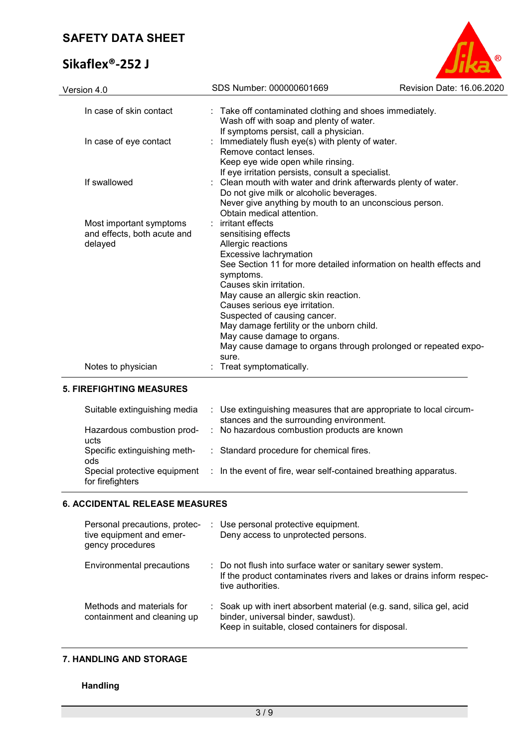| | | |
|---|---|---|
| In case of skin contact | : | Take off contaminated clothing and shoes immediately.<br>Wash off with soap and plenty of water.<br>If symptoms persist, call a physician. |
| In case of eye contact | : | Immediately flush eye(s) with plenty of water.<br>Remove contact lenses.<br>Keep eye wide open while rinsing.<br>If eye irritation persists, consult a specialist. |
| If swallowed | : | Clean mouth with water and drink afterwards plenty of water.<br>Do not give milk or alcoholic beverages.<br>Never give anything by mouth to an unconscious person.<br>Obtain medical attention. |
| Most important symptoms and effects, both acute and delayed | : | irritant effects<br>sensitising effects<br>Allergic reactions<br>Excessive lachrymation<br>See Section 11 for more detailed information on health effects and symptoms.<br>Causes skin irritation.<br>May cause an allergic skin reaction.<br>Causes serious eye irritation.<br>Suspected of causing cancer.<br>May damage fertility or the unborn child.<br>May cause damage to organs.<br>May cause damage to organs through prolonged or repeated exposure. |
| Notes to physician | : | Treat symptomatically. |

## 5. FIREFIGHTING MEASURES

| | | |
|---|---|---|
| Suitable extinguishing media | : | Use extinguishing measures that are appropriate to local circumstances and the surrounding environment. |
| Hazardous combustion products | : | No hazardous combustion products are known |
| Specific extinguishing methods | : | Standard procedure for chemical fires. |
| Special protective equipment for firefighters | : | In the event of fire, wear self-contained breathing apparatus. |

## 6. ACCIDENTAL RELEASE MEASURES

| | | |
|---|---|---|
| Personal precautions, protective equipment and emergency procedures | : | Use personal protective equipment.<br>Deny access to unprotected persons. |
| Environmental precautions | : | Do not flush into surface water or sanitary sewer system.<br>If the product contaminates rivers and lakes or drains inform respective authorities. |
| Methods and materials for containment and cleaning up | : | Soak up with inert absorbent material (e.g. sand, silica gel, acid binder, universal binder, sawdust).<br>Keep in suitable, closed containers for disposal. |

## 7. HANDLING AND STORAGE

### Handling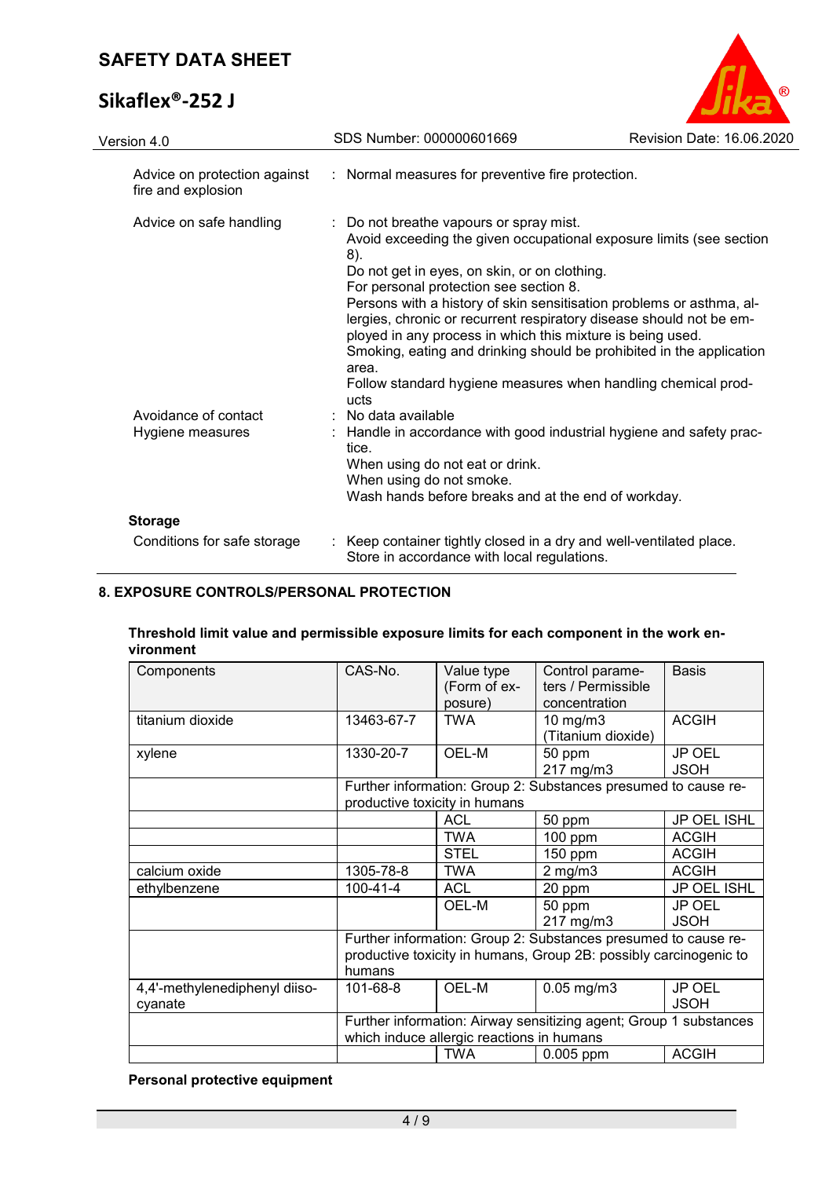| | |
|---|---|
| Advice on protection against fire and explosion | : Normal measures for preventive fire protection. |
| Advice on safe handling | : Do not breathe vapours or spray mist. Avoid exceeding the given occupational exposure limits (see section 8). Do not get in eyes, on skin, or on clothing. For personal protection see section 8. Persons with a history of skin sensitisation problems or asthma, allergies, chronic or recurrent respiratory disease should not be employed in any process in which this mixture is being used. Smoking, eating and drinking should be prohibited in the application area. Follow standard hygiene measures when handling chemical products |
| Avoidance of contact | : No data available |
| Hygiene measures | : Handle in accordance with good industrial hygiene and safety practice. When using do not eat or drink. When using do not smoke. Wash hands before breaks and at the end of workday. |

**Storage**

| | |
|---|---|
| Conditions for safe storage | : Keep container tightly closed in a dry and well-ventilated place. Store in accordance with local regulations. |

## 8. EXPOSURE CONTROLS/PERSONAL PROTECTION

**Threshold limit value and permissible exposure limits for each component in the work environment**

| Components | CAS-No. | Value type (Form of exposure) | Control parameters / Permissible concentration | Basis |
|---|---|---|---|---|
| titanium dioxide | 13463-67-7 | TWA | 10 mg/m3 (Titanium dioxide) | ACGIH |
| xylene | 1330-20-7 | OEL-M | 50 ppm 217 mg/m3 | JP OEL JSOH |
| | Further information: Group 2: Substances presumed to cause reproductive toxicity in humans | | | |
| | | ACL | 50 ppm | JP OEL ISHL |
| | | TWA | 100 ppm | ACGIH |
| | | STEL | 150 ppm | ACGIH |
| calcium oxide | 1305-78-8 | TWA | 2 mg/m3 | ACGIH |
| ethylbenzene | 100-41-4 | ACL | 20 ppm | JP OEL ISHL |
| | | OEL-M | 50 ppm 217 mg/m3 | JP OEL JSOH |
| | Further information: Group 2: Substances presumed to cause reproductive toxicity in humans, Group 2B: possibly carcinogenic to humans | | | |
| 4,4'-methylenediphenyl diisocyanate | 101-68-8 | OEL-M | 0.05 mg/m3 | JP OEL JSOH |
| | Further information: Airway sensitizing agent; Group 1 substances which induce allergic reactions in humans | | | |
| | | TWA | 0.005 ppm | ACGIH |

**Personal protective equipment**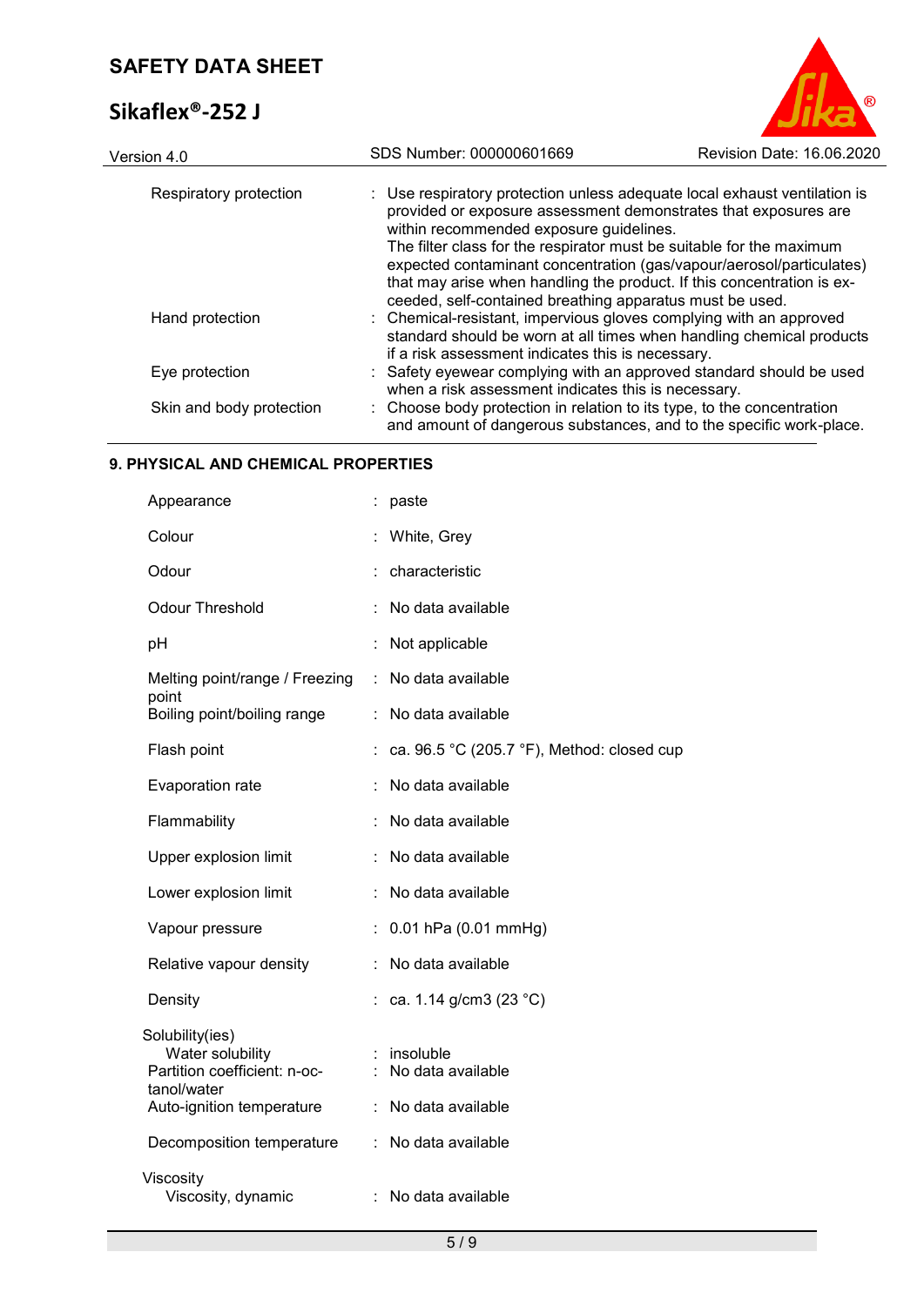| | |
|---|---|
| Respiratory protection | : Use respiratory protection unless adequate local exhaust ventilation is provided or exposure assessment demonstrates that exposures are within recommended exposure guidelines. The filter class for the respirator must be suitable for the maximum expected contaminant concentration (gas/vapour/aerosol/particulates) that may arise when handling the product. If this concentration is exceeded, self-contained breathing apparatus must be used. |
| Hand protection | : Chemical-resistant, impervious gloves complying with an approved standard should be worn at all times when handling chemical products if a risk assessment indicates this is necessary. |
| Eye protection | : Safety eyewear complying with an approved standard should be used when a risk assessment indicates this is necessary. |
| Skin and body protection | : Choose body protection in relation to its type, to the concentration and amount of dangerous substances, and to the specific work-place. |

## 9. PHYSICAL AND CHEMICAL PROPERTIES

| | |
|---|---|
| Appearance | : paste |
| Colour | : White, Grey |
| Odour | : characteristic |
| Odour Threshold | : No data available |
| pH | : Not applicable |
| Melting point/range / Freezing point | : No data available |
| Boiling point/boiling range | : No data available |
| Flash point | : ca. 96.5 °C (205.7 °F), Method: closed cup |
| Evaporation rate | : No data available |
| Flammability | : No data available |
| Upper explosion limit | : No data available |
| Lower explosion limit | : No data available |
| Vapour pressure | : 0.01 hPa (0.01 mmHg) |
| Relative vapour density | : No data available |
| Density | : ca. 1.14 g/cm3 (23 °C) |
| Solubility(ies) | |
| Water solubility | : insoluble |
| Partition coefficient: n-octanol/water | : No data available |
| Auto-ignition temperature | : No data available |
| Decomposition temperature | : No data available |
| Viscosity | |
| Viscosity, dynamic | : No data available |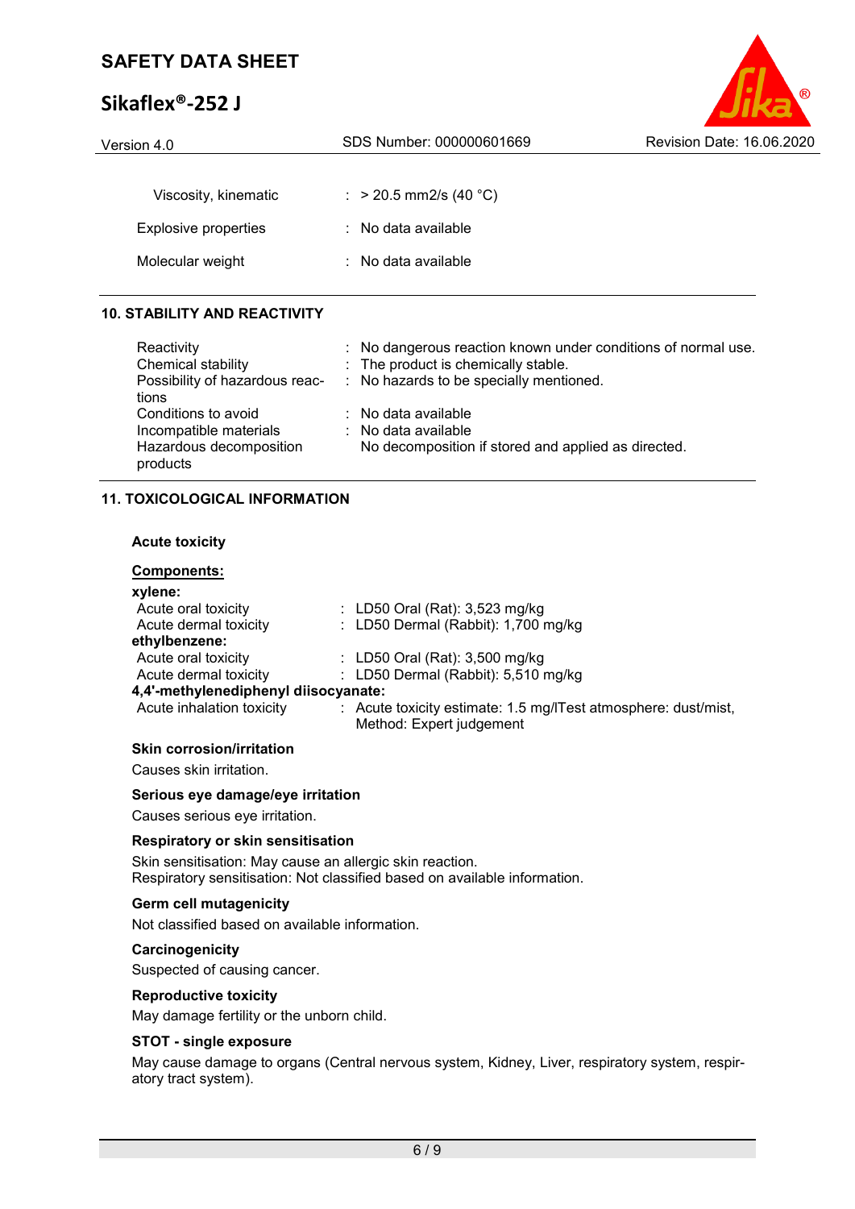| | | |
|---|---|---|
| Viscosity, kinematic | : | > 20.5 mm2/s (40 °C) |
| Explosive properties | : | No data available |
| Molecular weight | : | No data available |

## 10. STABILITY AND REACTIVITY

| | | |
|---|---|---|
| Reactivity | : | No dangerous reaction known under conditions of normal use. |
| Chemical stability | : | The product is chemically stable. |
| Possibility of hazardous reactions | : | No hazards to be specially mentioned. |
| Conditions to avoid | : | No data available |
| Incompatible materials | : | No data available |
| Hazardous decomposition products | | No decomposition if stored and applied as directed. |

## 11. TOXICOLOGICAL INFORMATION

### Acute toxicity

**Components:**

**xylene:**

| | | |
|---|---|---|
| Acute oral toxicity | : | LD50 Oral (Rat): 3,523 mg/kg |
| Acute dermal toxicity | : | LD50 Dermal (Rabbit): 1,700 mg/kg |

**ethylbenzene:**

| | | |
|---|---|---|
| Acute oral toxicity | : | LD50 Oral (Rat): 3,500 mg/kg |
| Acute dermal toxicity | : | LD50 Dermal (Rabbit): 5,510 mg/kg |

**4,4'-methylenediphenyl diisocyanate:**

| | | |
|---|---|---|
| Acute inhalation toxicity | : | Acute toxicity estimate: 1.5 mg/lTest atmosphere: dust/mist, Method: Expert judgement |

### Skin corrosion/irritation

Causes skin irritation.

### Serious eye damage/eye irritation

Causes serious eye irritation.

### Respiratory or skin sensitisation

Skin sensitisation: May cause an allergic skin reaction.
Respiratory sensitisation: Not classified based on available information.

### Germ cell mutagenicity

Not classified based on available information.

### Carcinogenicity

Suspected of causing cancer.

### Reproductive toxicity

May damage fertility or the unborn child.

### STOT - single exposure

May cause damage to organs (Central nervous system, Kidney, Liver, respiratory system, respiratory tract system).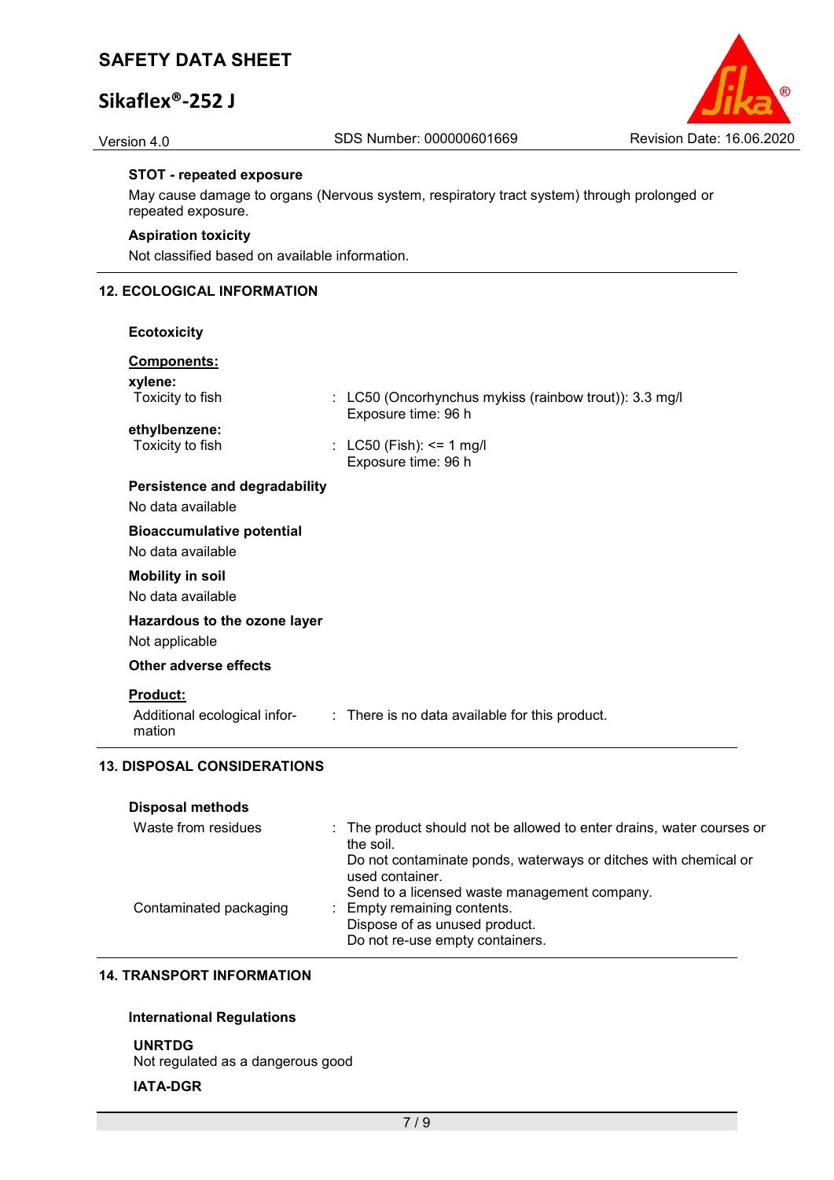**STOT - repeated exposure**

May cause damage to organs (Nervous system, respiratory tract system) through prolonged or repeated exposure.

**Aspiration toxicity**

Not classified based on available information.

## 12. ECOLOGICAL INFORMATION

**Ecotoxicity**

**Components:**

**xylene:**

Toxicity to fish : LC50 (Oncorhynchus mykiss (rainbow trout)): 3.3 mg/l
Exposure time: 96 h

**ethylbenzene:**

Toxicity to fish : LC50 (Fish): <= 1 mg/l
Exposure time: 96 h

**Persistence and degradability**

No data available

**Bioaccumulative potential**

No data available

**Mobility in soil**

No data available

**Hazardous to the ozone layer**

Not applicable

**Other adverse effects**

**Product:**

Additional ecological information : There is no data available for this product.

## 13. DISPOSAL CONSIDERATIONS

**Disposal methods**

Waste from residues : The product should not be allowed to enter drains, water courses or the soil.
Do not contaminate ponds, waterways or ditches with chemical or used container.
Send to a licensed waste management company.

Contaminated packaging : Empty remaining contents.
Dispose of as unused product.
Do not re-use empty containers.

## 14. TRANSPORT INFORMATION

**International Regulations**

**UNRTDG**

Not regulated as a dangerous good

**IATA-DGR**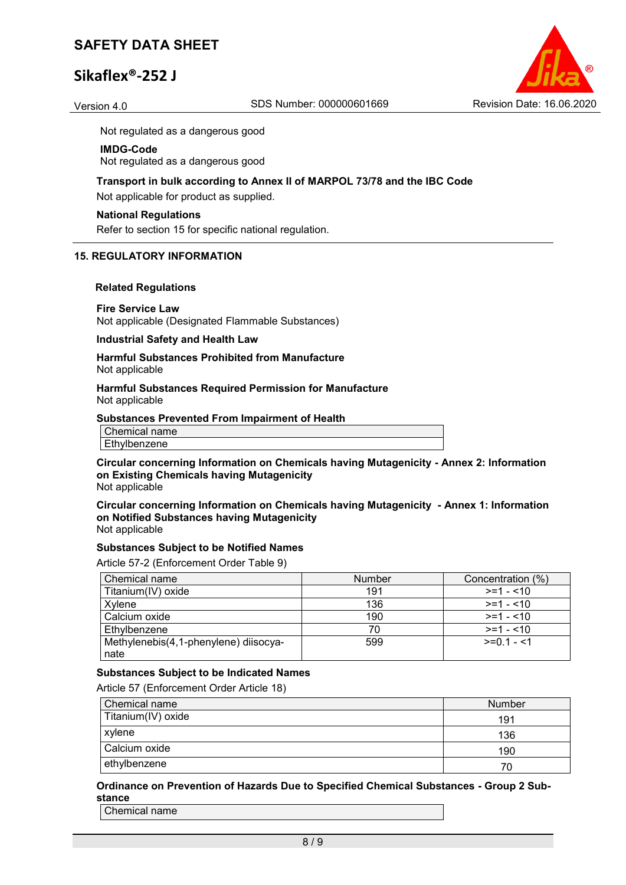Not regulated as a dangerous good

**IMDG-Code**
Not regulated as a dangerous good

**Transport in bulk according to Annex II of MARPOL 73/78 and the IBC Code**
Not applicable for product as supplied.

**National Regulations**
Refer to section 15 for specific national regulation.

## 15. REGULATORY INFORMATION

**Related Regulations**

**Fire Service Law**
Not applicable (Designated Flammable Substances)

**Industrial Safety and Health Law**

**Harmful Substances Prohibited from Manufacture**
Not applicable

**Harmful Substances Required Permission for Manufacture**
Not applicable

**Substances Prevented From Impairment of Health**

| Chemical name |
|---|
| Ethylbenzene |

**Circular concerning Information on Chemicals having Mutagenicity - Annex 2: Information on Existing Chemicals having Mutagenicity**
Not applicable

**Circular concerning Information on Chemicals having Mutagenicity - Annex 1: Information on Notified Substances having Mutagenicity**
Not applicable

**Substances Subject to be Notified Names**
Article 57-2 (Enforcement Order Table 9)

| Chemical name | Number | Concentration (%) |
|---|---|---|
| Titanium(IV) oxide | 191 | >=1 - <10 |
| Xylene | 136 | >=1 - <10 |
| Calcium oxide | 190 | >=1 - <10 |
| Ethylbenzene | 70 | >=1 - <10 |
| Methylenebis(4,1-phenylene) diisocyanate | 599 | >=0.1 - <1 |

**Substances Subject to be Indicated Names**
Article 57 (Enforcement Order Article 18)

| Chemical name | Number |
|---|---|
| Titanium(IV) oxide | 191 |
| xylene | 136 |
| Calcium oxide | 190 |
| ethylbenzene | 70 |

**Ordinance on Prevention of Hazards Due to Specified Chemical Substances - Group 2 Substance**

| Chemical name |
|---|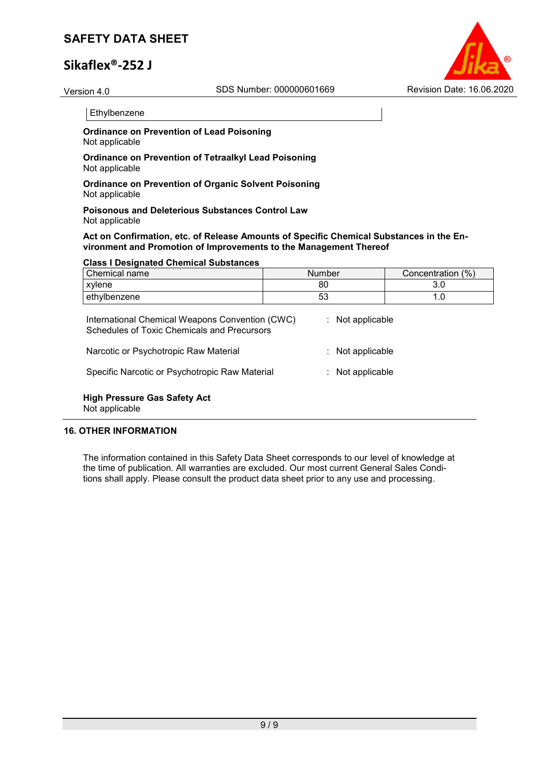| Ethylbenzene |
|---|

**Ordinance on Prevention of Lead Poisoning**
Not applicable

**Ordinance on Prevention of Tetraalkyl Lead Poisoning**
Not applicable

**Ordinance on Prevention of Organic Solvent Poisoning**
Not applicable

**Poisonous and Deleterious Substances Control Law**
Not applicable

**Act on Confirmation, etc. of Release Amounts of Specific Chemical Substances in the Environment and Promotion of Improvements to the Management Thereof**

**Class I Designated Chemical Substances**

| Chemical name | Number | Concentration (%) |
|---|---|---|
| xylene | 80 | 3.0 |
| ethylbenzene | 53 | 1.0 |

International Chemical Weapons Convention (CWC) Schedules of Toxic Chemicals and Precursors : Not applicable

Narcotic or Psychotropic Raw Material : Not applicable

Specific Narcotic or Psychotropic Raw Material : Not applicable

**High Pressure Gas Safety Act**
Not applicable

## 16. OTHER INFORMATION

The information contained in this Safety Data Sheet corresponds to our level of knowledge at the time of publication. All warranties are excluded. Our most current General Sales Conditions shall apply. Please consult the product data sheet prior to any use and processing.